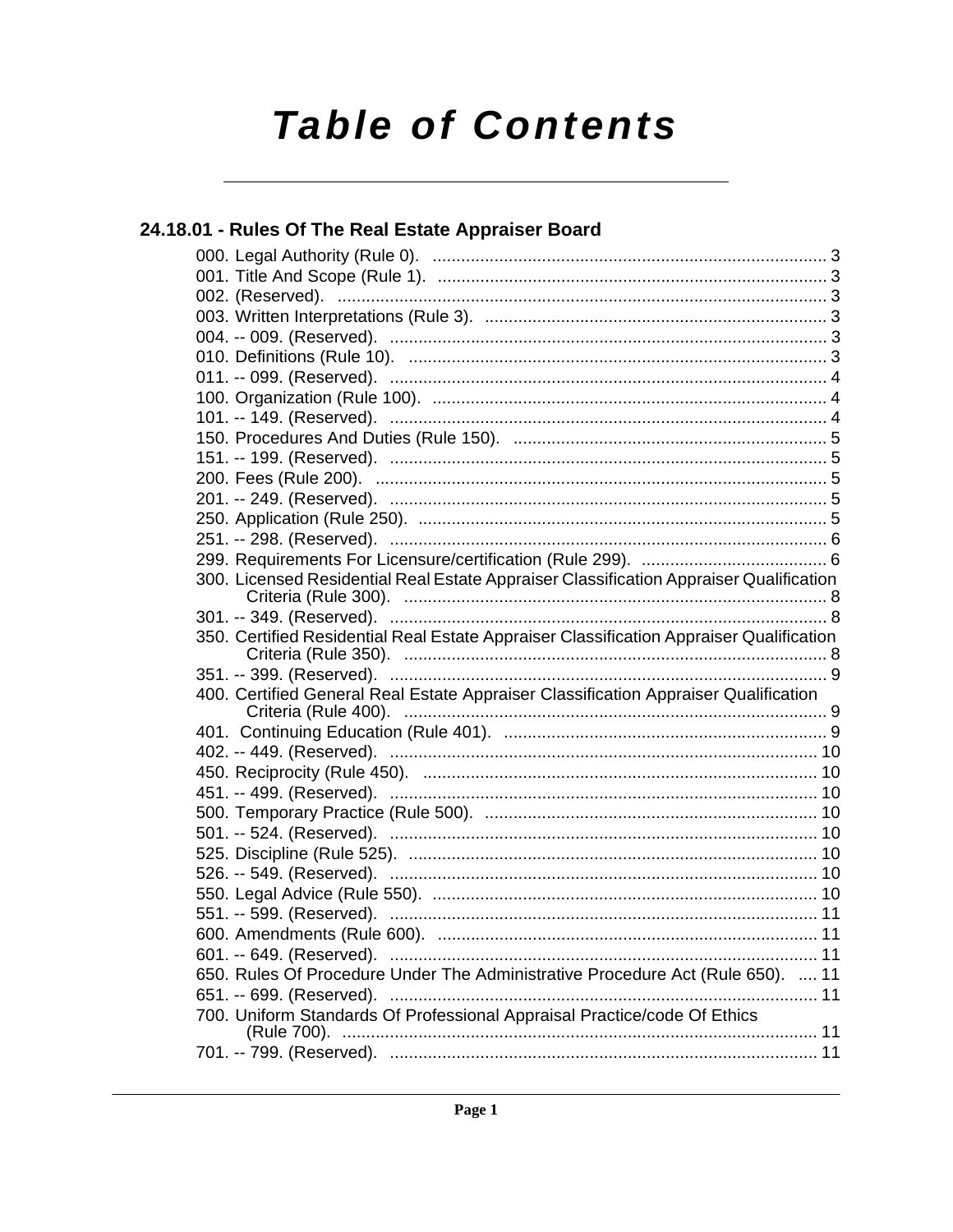# Table of Contents

## 24.18.01 - Rules Of The Real Estate Appraiser Board

000. Legal Authority (Rule 0). .................................................................................... 3
001. Title And Scope (Rule 1). .................................................................................. 3
002. (Reserved). ....................................................................................................... 3
003. Written Interpretations (Rule 3). ........................................................................ 3
004. -- 009. (Reserved). ............................................................................................ 3
010. Definitions (Rule 10). ........................................................................................ 3
011. -- 099. (Reserved). ............................................................................................ 4
100. Organization (Rule 100). ................................................................................... 4
101. -- 149. (Reserved). ............................................................................................ 4
150. Procedures And Duties (Rule 150). .................................................................. 5
151. -- 199. (Reserved). ............................................................................................ 5
200. Fees (Rule 200). ............................................................................................... 5
201. -- 249. (Reserved). ............................................................................................ 5
250. Application (Rule 250). ..................................................................................... 5
251. -- 298. (Reserved). ............................................................................................ 6
299. Requirements For Licensure/certification (Rule 299). ...................................... 6
300. Licensed Residential Real Estate Appraiser Classification Appraiser Qualification Criteria (Rule 300). ......................................................................................... 8
301. -- 349. (Reserved). ............................................................................................ 8
350. Certified Residential Real Estate Appraiser Classification Appraiser Qualification Criteria (Rule 350). ......................................................................................... 8
351. -- 399. (Reserved). ............................................................................................ 9
400. Certified General Real Estate Appraiser Classification Appraiser Qualification Criteria (Rule 400). ......................................................................................... 9
401. Continuing Education (Rule 401). .................................................................... 9
402. -- 449. (Reserved). .......................................................................................... 10
450. Reciprocity (Rule 450). ................................................................................... 10
451. -- 499. (Reserved). .......................................................................................... 10
500. Temporary Practice (Rule 500). ...................................................................... 10
501. -- 524. (Reserved). .......................................................................................... 10
525. Discipline (Rule 525). ...................................................................................... 10
526. -- 549. (Reserved). .......................................................................................... 10
550. Legal Advice (Rule 550). ................................................................................. 10
551. -- 599. (Reserved). .......................................................................................... 11
600. Amendments (Rule 600). ................................................................................ 11
601. -- 649. (Reserved). .......................................................................................... 11
650. Rules Of Procedure Under The Administrative Procedure Act (Rule 650). .... 11
651. -- 699. (Reserved). .......................................................................................... 11
700. Uniform Standards Of Professional Appraisal Practice/code Of Ethics (Rule 700). .................................................................................................... 11
701. -- 799. (Reserved). .......................................................................................... 11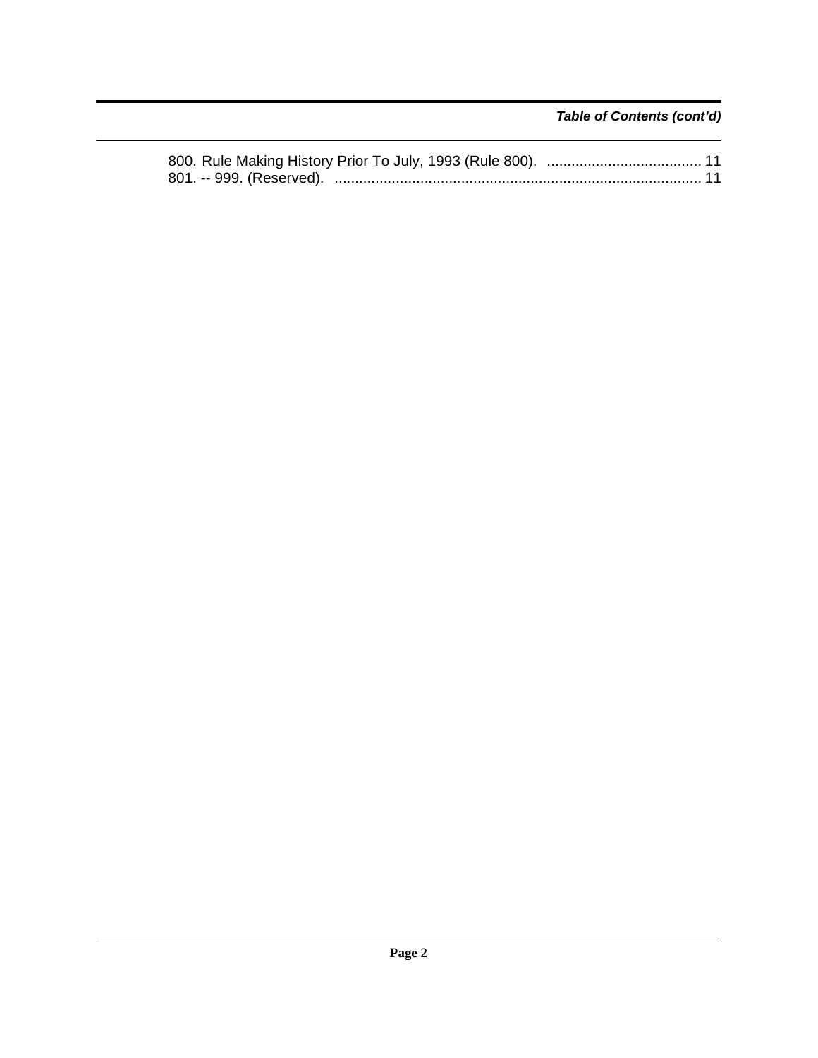*Table of Contents (cont'd)*

800. Rule Making History Prior To July, 1993 (Rule 800). ...................................... 11
801. -- 999. (Reserved). .......................................................................................... 11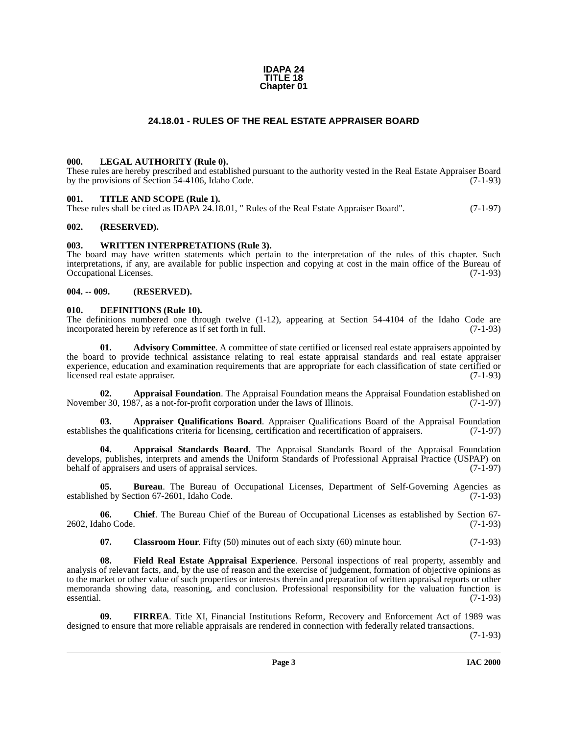**IDAPA 24**
**TITLE 18**
**Chapter 01**

# 24.18.01 - RULES OF THE REAL ESTATE APPRAISER BOARD

### 000. LEGAL AUTHORITY (Rule 0).

These rules are hereby prescribed and established pursuant to the authority vested in the Real Estate Appraiser Board by the provisions of Section 54-4106, Idaho Code. (7-1-93)

### 001. TITLE AND SCOPE (Rule 1).

These rules shall be cited as IDAPA 24.18.01, " Rules of the Real Estate Appraiser Board". (7-1-97)

### 002. (RESERVED).

### 003. WRITTEN INTERPRETATIONS (Rule 3).

The board may have written statements which pertain to the interpretation of the rules of this chapter. Such interpretations, if any, are available for public inspection and copying at cost in the main office of the Bureau of Occupational Licenses. (7-1-93)

### 004. -- 009. (RESERVED).

### 010. DEFINITIONS (Rule 10).

The definitions numbered one through twelve (1-12), appearing at Section 54-4104 of the Idaho Code are incorporated herein by reference as if set forth in full. (7-1-93)

**01. Advisory Committee**. A committee of state certified or licensed real estate appraisers appointed by the board to provide technical assistance relating to real estate appraisal standards and real estate appraiser experience, education and examination requirements that are appropriate for each classification of state certified or licensed real estate appraiser. (7-1-93)

**02. Appraisal Foundation**. The Appraisal Foundation means the Appraisal Foundation established on November 30, 1987, as a not-for-profit corporation under the laws of Illinois. (7-1-97)

**03. Appraiser Qualifications Board**. Appraiser Qualifications Board of the Appraisal Foundation establishes the qualifications criteria for licensing, certification and recertification of appraisers. (7-1-97)

**04. Appraisal Standards Board**. The Appraisal Standards Board of the Appraisal Foundation develops, publishes, interprets and amends the Uniform Standards of Professional Appraisal Practice (USPAP) on behalf of appraisers and users of appraisal services. (7-1-97)

**05. Bureau**. The Bureau of Occupational Licenses, Department of Self-Governing Agencies as established by Section 67-2601, Idaho Code. (7-1-93)

**06. Chief**. The Bureau Chief of the Bureau of Occupational Licenses as established by Section 67-2602, Idaho Code. (7-1-93)

**07. Classroom Hour**. Fifty (50) minutes out of each sixty (60) minute hour. (7-1-93)

**08. Field Real Estate Appraisal Experience**. Personal inspections of real property, assembly and analysis of relevant facts, and, by the use of reason and the exercise of judgement, formation of objective opinions as to the market or other value of such properties or interests therein and preparation of written appraisal reports or other memoranda showing data, reasoning, and conclusion. Professional responsibility for the valuation function is essential. (7-1-93)

**09. FIRREA**. Title XI, Financial Institutions Reform, Recovery and Enforcement Act of 1989 was designed to ensure that more reliable appraisals are rendered in connection with federally related transactions. (7-1-93)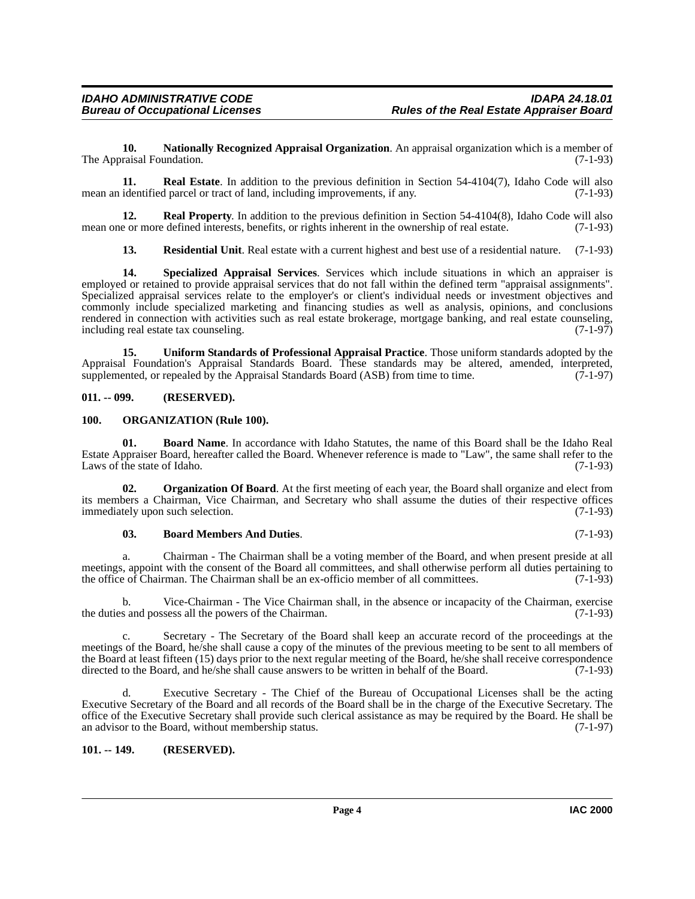**10. Nationally Recognized Appraisal Organization**. An appraisal organization which is a member of The Appraisal Foundation. (7-1-93)

**11. Real Estate**. In addition to the previous definition in Section 54-4104(7), Idaho Code will also mean an identified parcel or tract of land, including improvements, if any. (7-1-93)

**12. Real Property**. In addition to the previous definition in Section 54-4104(8), Idaho Code will also mean one or more defined interests, benefits, or rights inherent in the ownership of real estate. (7-1-93)

**13. Residential Unit**. Real estate with a current highest and best use of a residential nature. (7-1-93)

**14. Specialized Appraisal Services**. Services which include situations in which an appraiser is employed or retained to provide appraisal services that do not fall within the defined term "appraisal assignments". Specialized appraisal services relate to the employer's or client's individual needs or investment objectives and commonly include specialized marketing and financing studies as well as analysis, opinions, and conclusions rendered in connection with activities such as real estate brokerage, mortgage banking, and real estate counseling, including real estate tax counseling. (7-1-97)

**15. Uniform Standards of Professional Appraisal Practice**. Those uniform standards adopted by the Appraisal Foundation's Appraisal Standards Board. These standards may be altered, amended, interpreted, supplemented, or repealed by the Appraisal Standards Board (ASB) from time to time. (7-1-97)

## 011. -- 099. (RESERVED).

## 100. ORGANIZATION (Rule 100).

**01. Board Name**. In accordance with Idaho Statutes, the name of this Board shall be the Idaho Real Estate Appraiser Board, hereafter called the Board. Whenever reference is made to "Law", the same shall refer to the Laws of the state of Idaho. (7-1-93)

**02. Organization Of Board**. At the first meeting of each year, the Board shall organize and elect from its members a Chairman, Vice Chairman, and Secretary who shall assume the duties of their respective offices immediately upon such selection. (7-1-93)

**03. Board Members And Duties**. (7-1-93)

a. Chairman - The Chairman shall be a voting member of the Board, and when present preside at all meetings, appoint with the consent of the Board all committees, and shall otherwise perform all duties pertaining to the office of Chairman. The Chairman shall be an ex-officio member of all committees. (7-1-93)

b. Vice-Chairman - The Vice Chairman shall, in the absence or incapacity of the Chairman, exercise the duties and possess all the powers of the Chairman. (7-1-93)

c. Secretary - The Secretary of the Board shall keep an accurate record of the proceedings at the meetings of the Board, he/she shall cause a copy of the minutes of the previous meeting to be sent to all members of the Board at least fifteen (15) days prior to the next regular meeting of the Board, he/she shall receive correspondence directed to the Board, and he/she shall cause answers to be written in behalf of the Board. (7-1-93)

d. Executive Secretary - The Chief of the Bureau of Occupational Licenses shall be the acting Executive Secretary of the Board and all records of the Board shall be in the charge of the Executive Secretary. The office of the Executive Secretary shall provide such clerical assistance as may be required by the Board. He shall be an advisor to the Board, without membership status. (7-1-97)

## 101. -- 149. (RESERVED).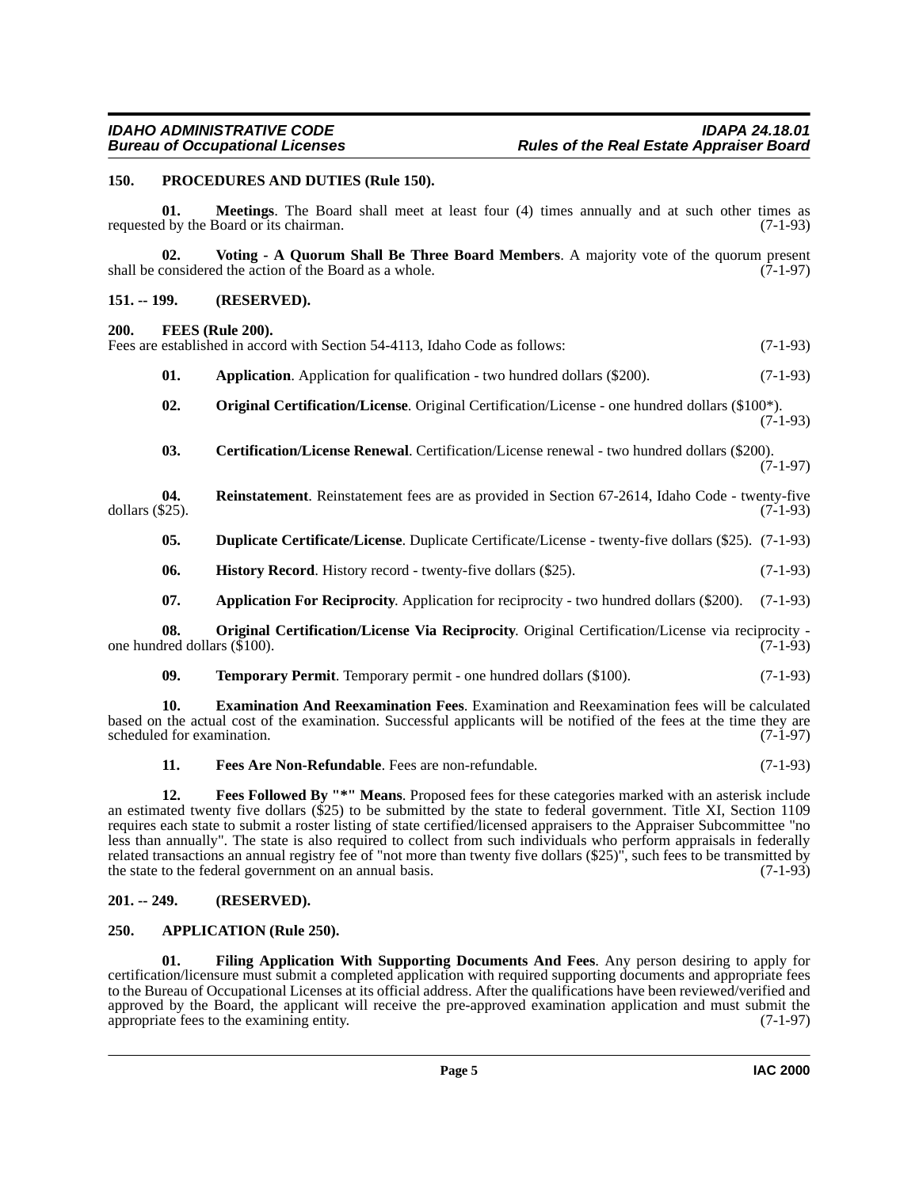### 150. PROCEDURES AND DUTIES (Rule 150).

**01. Meetings**. The Board shall meet at least four (4) times annually and at such other times as requested by the Board or its chairman. (7-1-93)

**02. Voting - A Quorum Shall Be Three Board Members**. A majority vote of the quorum present shall be considered the action of the Board as a whole. (7-1-97)

### 151. -- 199. (RESERVED).

### 200. FEES (Rule 200).

Fees are established in accord with Section 54-4113, Idaho Code as follows: (7-1-93)

**01. Application**. Application for qualification - two hundred dollars ($200). (7-1-93)

**02. Original Certification/License**. Original Certification/License - one hundred dollars ($100*). (7-1-93)

**03. Certification/License Renewal**. Certification/License renewal - two hundred dollars ($200). (7-1-97)

**04. Reinstatement**. Reinstatement fees are as provided in Section 67-2614, Idaho Code - twenty-five dollars ($25). (7-1-93)

**05. Duplicate Certificate/License**. Duplicate Certificate/License - twenty-five dollars ($25). (7-1-93)

**06. History Record**. History record - twenty-five dollars ($25). (7-1-93)

**07. Application For Reciprocity**. Application for reciprocity - two hundred dollars ($200). (7-1-93)

**08. Original Certification/License Via Reciprocity**. Original Certification/License via reciprocity - one hundred dollars ($100). (7-1-93)

**09. Temporary Permit**. Temporary permit - one hundred dollars ($100). (7-1-93)

**10. Examination And Reexamination Fees**. Examination and Reexamination fees will be calculated based on the actual cost of the examination. Successful applicants will be notified of the fees at the time they are scheduled for examination. (7-1-97)

**11. Fees Are Non-Refundable**. Fees are non-refundable. (7-1-93)

**12. Fees Followed By "*" Means**. Proposed fees for these categories marked with an asterisk include an estimated twenty five dollars ($25) to be submitted by the state to federal government. Title XI, Section 1109 requires each state to submit a roster listing of state certified/licensed appraisers to the Appraiser Subcommittee "no less than annually". The state is also required to collect from such individuals who perform appraisals in federally related transactions an annual registry fee of "not more than twenty five dollars ($25)", such fees to be transmitted by the state to the federal government on an annual basis. (7-1-93)

### 201. -- 249. (RESERVED).

### 250. APPLICATION (Rule 250).

**01. Filing Application With Supporting Documents And Fees**. Any person desiring to apply for certification/licensure must submit a completed application with required supporting documents and appropriate fees to the Bureau of Occupational Licenses at its official address. After the qualifications have been reviewed/verified and approved by the Board, the applicant will receive the pre-approved examination application and must submit the appropriate fees to the examining entity. (7-1-97)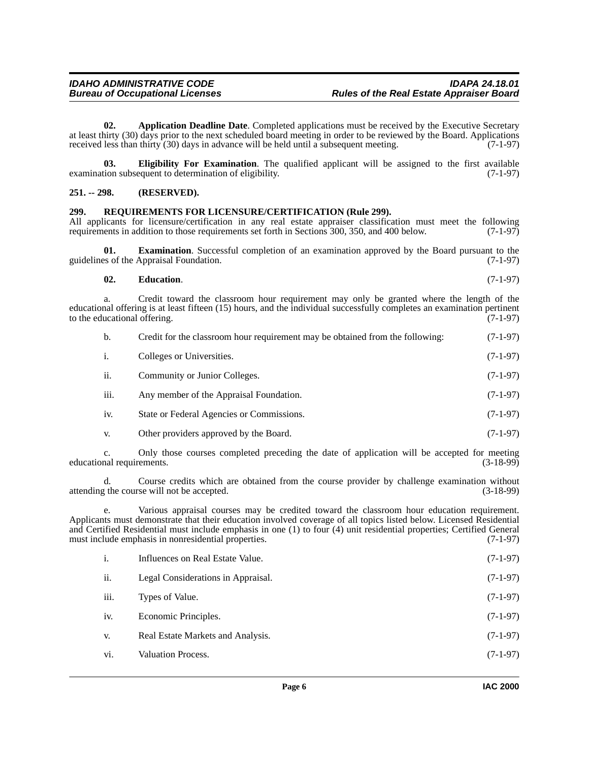**02. Application Deadline Date**. Completed applications must be received by the Executive Secretary at least thirty (30) days prior to the next scheduled board meeting in order to be reviewed by the Board. Applications received less than thirty (30) days in advance will be held until a subsequent meeting. (7-1-97)

**03. Eligibility For Examination**. The qualified applicant will be assigned to the first available examination subsequent to determination of eligibility. (7-1-97)

**251. -- 298. (RESERVED).**

**299. REQUIREMENTS FOR LICENSURE/CERTIFICATION (Rule 299).**

All applicants for licensure/certification in any real estate appraiser classification must meet the following requirements in addition to those requirements set forth in Sections 300, 350, and 400 below. (7-1-97)

**01. Examination**. Successful completion of an examination approved by the Board pursuant to the guidelines of the Appraisal Foundation. (7-1-97)

**02. Education**. (7-1-97)

a. Credit toward the classroom hour requirement may only be granted where the length of the educational offering is at least fifteen (15) hours, and the individual successfully completes an examination pertinent to the educational offering. (7-1-97)

b. Credit for the classroom hour requirement may be obtained from the following: (7-1-97)

i. Colleges or Universities. (7-1-97)

ii. Community or Junior Colleges. (7-1-97)

iii. Any member of the Appraisal Foundation. (7-1-97)

iv. State or Federal Agencies or Commissions. (7-1-97)

v. Other providers approved by the Board. (7-1-97)

c. Only those courses completed preceding the date of application will be accepted for meeting educational requirements. (3-18-99)

d. Course credits which are obtained from the course provider by challenge examination without attending the course will not be accepted. (3-18-99)

e. Various appraisal courses may be credited toward the classroom hour education requirement. Applicants must demonstrate that their education involved coverage of all topics listed below. Licensed Residential and Certified Residential must include emphasis in one (1) to four (4) unit residential properties; Certified General must include emphasis in nonresidential properties. (7-1-97)

i. Influences on Real Estate Value. (7-1-97)

ii. Legal Considerations in Appraisal. (7-1-97)

iii. Types of Value. (7-1-97)

iv. Economic Principles. (7-1-97)

v. Real Estate Markets and Analysis. (7-1-97)

vi. Valuation Process. (7-1-97)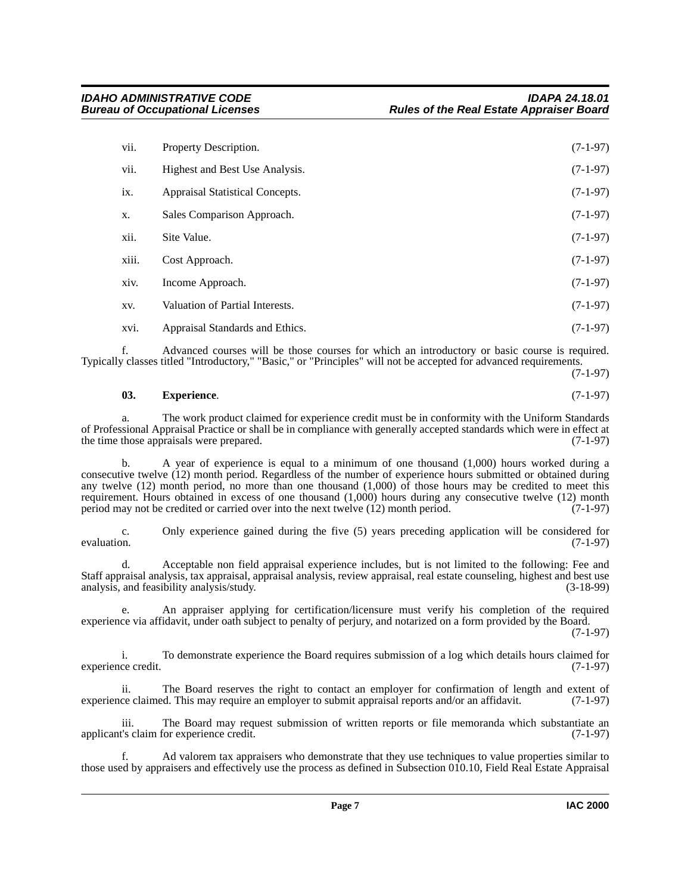vii. Property Description. (7-1-97)

vii. Highest and Best Use Analysis. (7-1-97)

ix. Appraisal Statistical Concepts. (7-1-97)

x. Sales Comparison Approach. (7-1-97)

xii. Site Value. (7-1-97)

xiii. Cost Approach. (7-1-97)

xiv. Income Approach. (7-1-97)

xv. Valuation of Partial Interests. (7-1-97)

xvi. Appraisal Standards and Ethics. (7-1-97)

f. Advanced courses will be those courses for which an introductory or basic course is required. Typically classes titled "Introductory," "Basic," or "Principles" will not be accepted for advanced requirements. (7-1-97)

**03. Experience**. (7-1-97)

a. The work product claimed for experience credit must be in conformity with the Uniform Standards of Professional Appraisal Practice or shall be in compliance with generally accepted standards which were in effect at the time those appraisals were prepared. (7-1-97)

b. A year of experience is equal to a minimum of one thousand (1,000) hours worked during a consecutive twelve (12) month period. Regardless of the number of experience hours submitted or obtained during any twelve (12) month period, no more than one thousand (1,000) of those hours may be credited to meet this requirement. Hours obtained in excess of one thousand (1,000) hours during any consecutive twelve (12) month period may not be credited or carried over into the next twelve (12) month period. (7-1-97)

c. Only experience gained during the five (5) years preceding application will be considered for evaluation. (7-1-97)

d. Acceptable non field appraisal experience includes, but is not limited to the following: Fee and Staff appraisal analysis, tax appraisal, appraisal analysis, review appraisal, real estate counseling, highest and best use analysis, and feasibility analysis/study. (3-18-99)

e. An appraiser applying for certification/licensure must verify his completion of the required experience via affidavit, under oath subject to penalty of perjury, and notarized on a form provided by the Board. (7-1-97)

i. To demonstrate experience the Board requires submission of a log which details hours claimed for experience credit. (7-1-97)

ii. The Board reserves the right to contact an employer for confirmation of length and extent of experience claimed. This may require an employer to submit appraisal reports and/or an affidavit. (7-1-97)

iii. The Board may request submission of written reports or file memoranda which substantiate an applicant's claim for experience credit. (7-1-97)

f. Ad valorem tax appraisers who demonstrate that they use techniques to value properties similar to those used by appraisers and effectively use the process as defined in Subsection 010.10, Field Real Estate Appraisal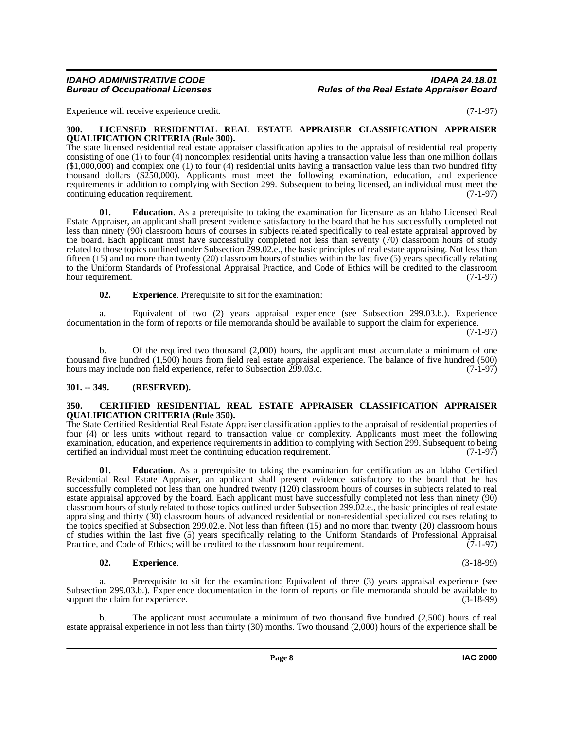Experience will receive experience credit. (7-1-97)

### 300. LICENSED RESIDENTIAL REAL ESTATE APPRAISER CLASSIFICATION APPRAISER QUALIFICATION CRITERIA (Rule 300).

The state licensed residential real estate appraiser classification applies to the appraisal of residential real property consisting of one (1) to four (4) noncomplex residential units having a transaction value less than one million dollars ($1,000,000) and complex one (1) to four (4) residential units having a transaction value less than two hundred fifty thousand dollars ($250,000). Applicants must meet the following examination, education, and experience requirements in addition to complying with Section 299. Subsequent to being licensed, an individual must meet the continuing education requirement. (7-1-97)

**01. Education**. As a prerequisite to taking the examination for licensure as an Idaho Licensed Real Estate Appraiser, an applicant shall present evidence satisfactory to the board that he has successfully completed not less than ninety (90) classroom hours of courses in subjects related specifically to real estate appraisal approved by the board. Each applicant must have successfully completed not less than seventy (70) classroom hours of study related to those topics outlined under Subsection 299.02.e., the basic principles of real estate appraising. Not less than fifteen (15) and no more than twenty (20) classroom hours of studies within the last five (5) years specifically relating to the Uniform Standards of Professional Appraisal Practice, and Code of Ethics will be credited to the classroom hour requirement. (7-1-97)

**02. Experience**. Prerequisite to sit for the examination:

a. Equivalent of two (2) years appraisal experience (see Subsection 299.03.b.). Experience documentation in the form of reports or file memoranda should be available to support the claim for experience. (7-1-97)

b. Of the required two thousand (2,000) hours, the applicant must accumulate a minimum of one thousand five hundred (1,500) hours from field real estate appraisal experience. The balance of five hundred (500) hours may include non field experience, refer to Subsection 299.03.c. (7-1-97)

### 301. -- 349. (RESERVED).

### 350. CERTIFIED RESIDENTIAL REAL ESTATE APPRAISER CLASSIFICATION APPRAISER QUALIFICATION CRITERIA (Rule 350).

The State Certified Residential Real Estate Appraiser classification applies to the appraisal of residential properties of four (4) or less units without regard to transaction value or complexity. Applicants must meet the following examination, education, and experience requirements in addition to complying with Section 299. Subsequent to being certified an individual must meet the continuing education requirement. (7-1-97)

**01. Education**. As a prerequisite to taking the examination for certification as an Idaho Certified Residential Real Estate Appraiser, an applicant shall present evidence satisfactory to the board that he has successfully completed not less than one hundred twenty (120) classroom hours of courses in subjects related to real estate appraisal approved by the board. Each applicant must have successfully completed not less than ninety (90) classroom hours of study related to those topics outlined under Subsection 299.02.e., the basic principles of real estate appraising and thirty (30) classroom hours of advanced residential or non-residential specialized courses relating to the topics specified at Subsection 299.02.e. Not less than fifteen (15) and no more than twenty (20) classroom hours of studies within the last five (5) years specifically relating to the Uniform Standards of Professional Appraisal Practice, and Code of Ethics; will be credited to the classroom hour requirement. (7-1-97)

**02. Experience**. (3-18-99)

a. Prerequisite to sit for the examination: Equivalent of three (3) years appraisal experience (see Subsection 299.03.b.). Experience documentation in the form of reports or file memoranda should be available to support the claim for experience. (3-18-99)

b. The applicant must accumulate a minimum of two thousand five hundred (2,500) hours of real estate appraisal experience in not less than thirty (30) months. Two thousand (2,000) hours of the experience shall be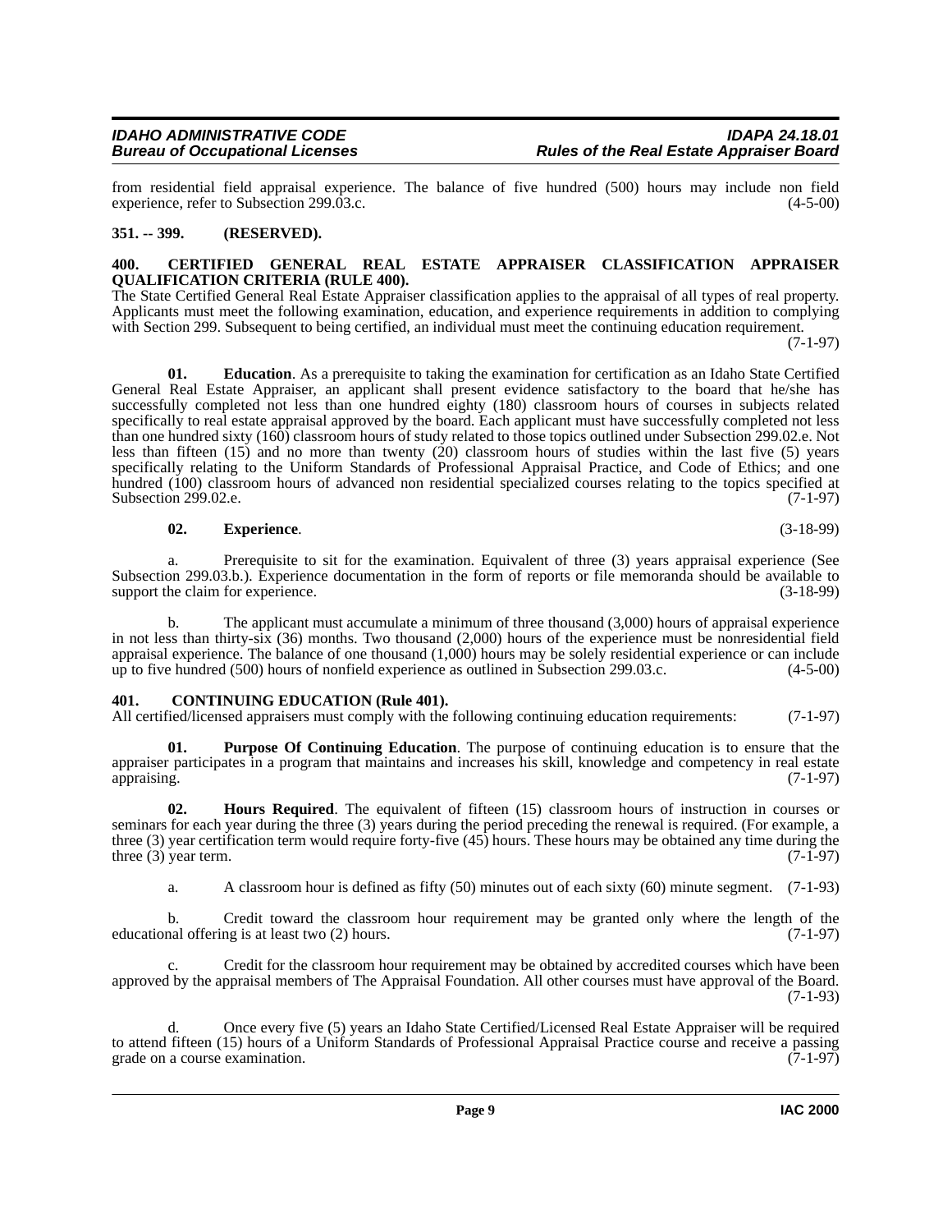from residential field appraisal experience. The balance of five hundred (500) hours may include non field experience, refer to Subsection 299.03.c. (4-5-00)

**351. -- 399. (RESERVED).**

**400. CERTIFIED GENERAL REAL ESTATE APPRAISER CLASSIFICATION APPRAISER QUALIFICATION CRITERIA (RULE 400).**

The State Certified General Real Estate Appraiser classification applies to the appraisal of all types of real property. Applicants must meet the following examination, education, and experience requirements in addition to complying with Section 299. Subsequent to being certified, an individual must meet the continuing education requirement. (7-1-97)

**01. Education**. As a prerequisite to taking the examination for certification as an Idaho State Certified General Real Estate Appraiser, an applicant shall present evidence satisfactory to the board that he/she has successfully completed not less than one hundred eighty (180) classroom hours of courses in subjects related specifically to real estate appraisal approved by the board. Each applicant must have successfully completed not less than one hundred sixty (160) classroom hours of study related to those topics outlined under Subsection 299.02.e. Not less than fifteen (15) and no more than twenty (20) classroom hours of studies within the last five (5) years specifically relating to the Uniform Standards of Professional Appraisal Practice, and Code of Ethics; and one hundred (100) classroom hours of advanced non residential specialized courses relating to the topics specified at Subsection 299.02.e. (7-1-97)

**02. Experience**. (3-18-99)

a. Prerequisite to sit for the examination. Equivalent of three (3) years appraisal experience (See Subsection 299.03.b.). Experience documentation in the form of reports or file memoranda should be available to support the claim for experience. (3-18-99)

b. The applicant must accumulate a minimum of three thousand (3,000) hours of appraisal experience in not less than thirty-six (36) months. Two thousand (2,000) hours of the experience must be nonresidential field appraisal experience. The balance of one thousand (1,000) hours may be solely residential experience or can include up to five hundred (500) hours of nonfield experience as outlined in Subsection 299.03.c. (4-5-00)

**401. CONTINUING EDUCATION (Rule 401).**

All certified/licensed appraisers must comply with the following continuing education requirements: (7-1-97)

**01. Purpose Of Continuing Education**. The purpose of continuing education is to ensure that the appraiser participates in a program that maintains and increases his skill, knowledge and competency in real estate appraising. (7-1-97)

**02. Hours Required**. The equivalent of fifteen (15) classroom hours of instruction in courses or seminars for each year during the three (3) years during the period preceding the renewal is required. (For example, a three (3) year certification term would require forty-five (45) hours. These hours may be obtained any time during the three (3) year term. (7-1-97)

a. A classroom hour is defined as fifty (50) minutes out of each sixty (60) minute segment. (7-1-93)

b. Credit toward the classroom hour requirement may be granted only where the length of the educational offering is at least two (2) hours. (7-1-97)

c. Credit for the classroom hour requirement may be obtained by accredited courses which have been approved by the appraisal members of The Appraisal Foundation. All other courses must have approval of the Board. (7-1-93)

d. Once every five (5) years an Idaho State Certified/Licensed Real Estate Appraiser will be required to attend fifteen (15) hours of a Uniform Standards of Professional Appraisal Practice course and receive a passing grade on a course examination. (7-1-97)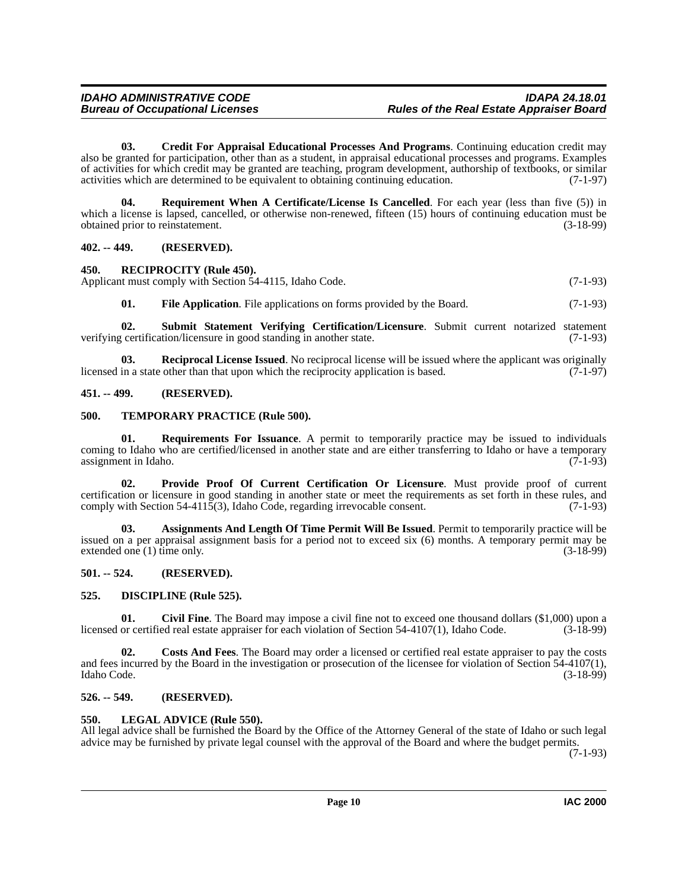**03. Credit For Appraisal Educational Processes And Programs**. Continuing education credit may also be granted for participation, other than as a student, in appraisal educational processes and programs. Examples of activities for which credit may be granted are teaching, program development, authorship of textbooks, or similar activities which are determined to be equivalent to obtaining continuing education. (7-1-97)

**04. Requirement When A Certificate/License Is Cancelled**. For each year (less than five (5)) in which a license is lapsed, cancelled, or otherwise non-renewed, fifteen (15) hours of continuing education must be obtained prior to reinstatement. (3-18-99)

## 402. -- 449. (RESERVED).

## 450. RECIPROCITY (Rule 450).

Applicant must comply with Section 54-4115, Idaho Code. (7-1-93)

**01. File Application**. File applications on forms provided by the Board. (7-1-93)

**02. Submit Statement Verifying Certification/Licensure**. Submit current notarized statement verifying certification/licensure in good standing in another state. (7-1-93)

**03. Reciprocal License Issued**. No reciprocal license will be issued where the applicant was originally licensed in a state other than that upon which the reciprocity application is based. (7-1-97)

## 451. -- 499. (RESERVED).

## 500. TEMPORARY PRACTICE (Rule 500).

**01. Requirements For Issuance**. A permit to temporarily practice may be issued to individuals coming to Idaho who are certified/licensed in another state and are either transferring to Idaho or have a temporary assignment in Idaho. (7-1-93)

**02. Provide Proof Of Current Certification Or Licensure**. Must provide proof of current certification or licensure in good standing in another state or meet the requirements as set forth in these rules, and comply with Section 54-4115(3), Idaho Code, regarding irrevocable consent. (7-1-93)

**03. Assignments And Length Of Time Permit Will Be Issued**. Permit to temporarily practice will be issued on a per appraisal assignment basis for a period not to exceed six (6) months. A temporary permit may be extended one (1) time only. (3-18-99)

## 501. -- 524. (RESERVED).

## 525. DISCIPLINE (Rule 525).

**01. Civil Fine**. The Board may impose a civil fine not to exceed one thousand dollars ($1,000) upon a licensed or certified real estate appraiser for each violation of Section 54-4107(1), Idaho Code. (3-18-99)

**02. Costs And Fees**. The Board may order a licensed or certified real estate appraiser to pay the costs and fees incurred by the Board in the investigation or prosecution of the licensee for violation of Section 54-4107(1), Idaho Code. (3-18-99)

## 526. -- 549. (RESERVED).

## 550. LEGAL ADVICE (Rule 550).

All legal advice shall be furnished the Board by the Office of the Attorney General of the state of Idaho or such legal advice may be furnished by private legal counsel with the approval of the Board and where the budget permits. (7-1-93)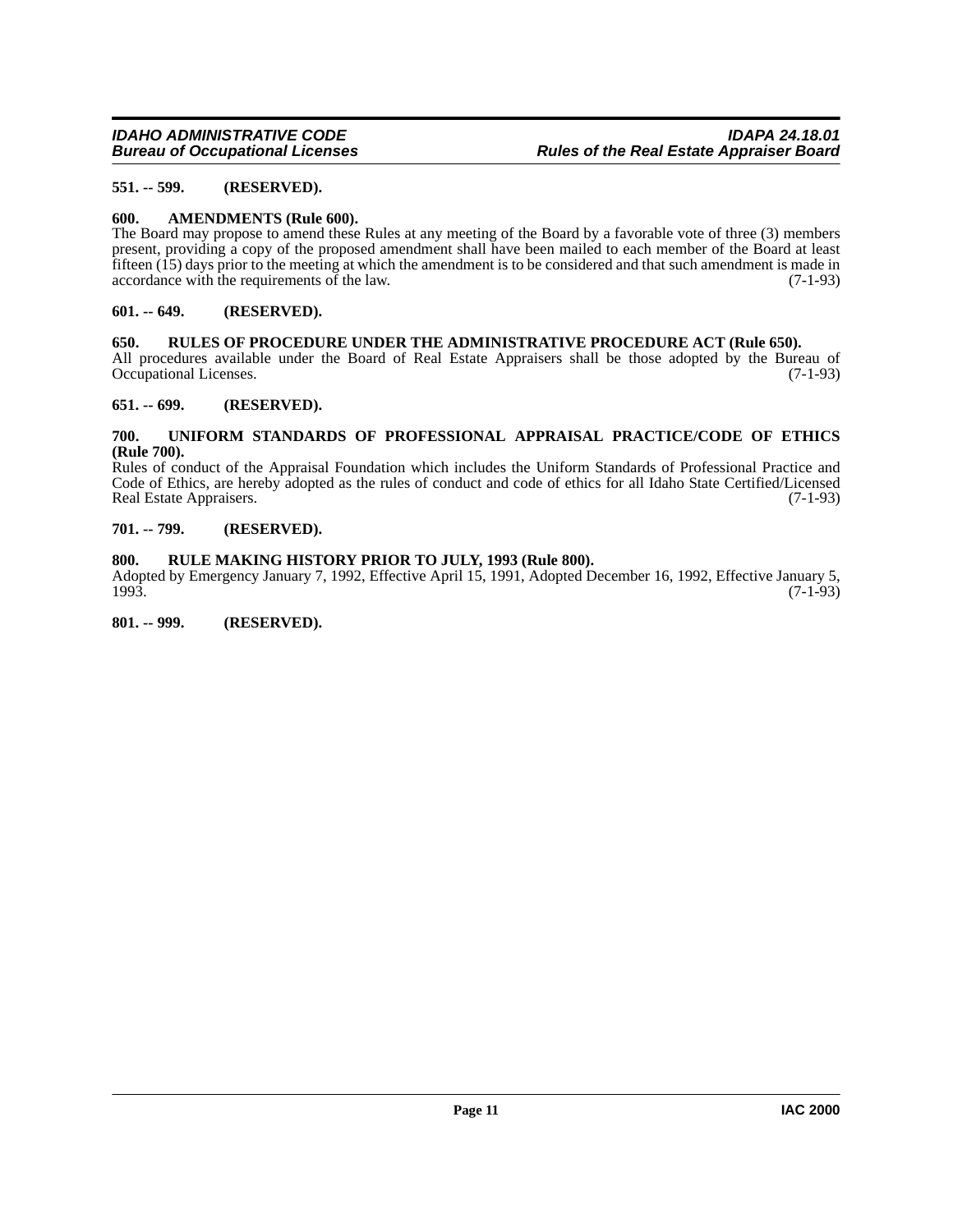**551. -- 599. (RESERVED).**

**600. AMENDMENTS (Rule 600).**

The Board may propose to amend these Rules at any meeting of the Board by a favorable vote of three (3) members present, providing a copy of the proposed amendment shall have been mailed to each member of the Board at least fifteen (15) days prior to the meeting at which the amendment is to be considered and that such amendment is made in accordance with the requirements of the law. (7-1-93)

**601. -- 649. (RESERVED).**

**650. RULES OF PROCEDURE UNDER THE ADMINISTRATIVE PROCEDURE ACT (Rule 650).**

All procedures available under the Board of Real Estate Appraisers shall be those adopted by the Bureau of Occupational Licenses. (7-1-93)

**651. -- 699. (RESERVED).**

**700. UNIFORM STANDARDS OF PROFESSIONAL APPRAISAL PRACTICE/CODE OF ETHICS (Rule 700).**

Rules of conduct of the Appraisal Foundation which includes the Uniform Standards of Professional Practice and Code of Ethics, are hereby adopted as the rules of conduct and code of ethics for all Idaho State Certified/Licensed Real Estate Appraisers. (7-1-93)

**701. -- 799. (RESERVED).**

**800. RULE MAKING HISTORY PRIOR TO JULY, 1993 (Rule 800).**

Adopted by Emergency January 7, 1992, Effective April 15, 1991, Adopted December 16, 1992, Effective January 5, 1993. (7-1-93)

**801. -- 999. (RESERVED).**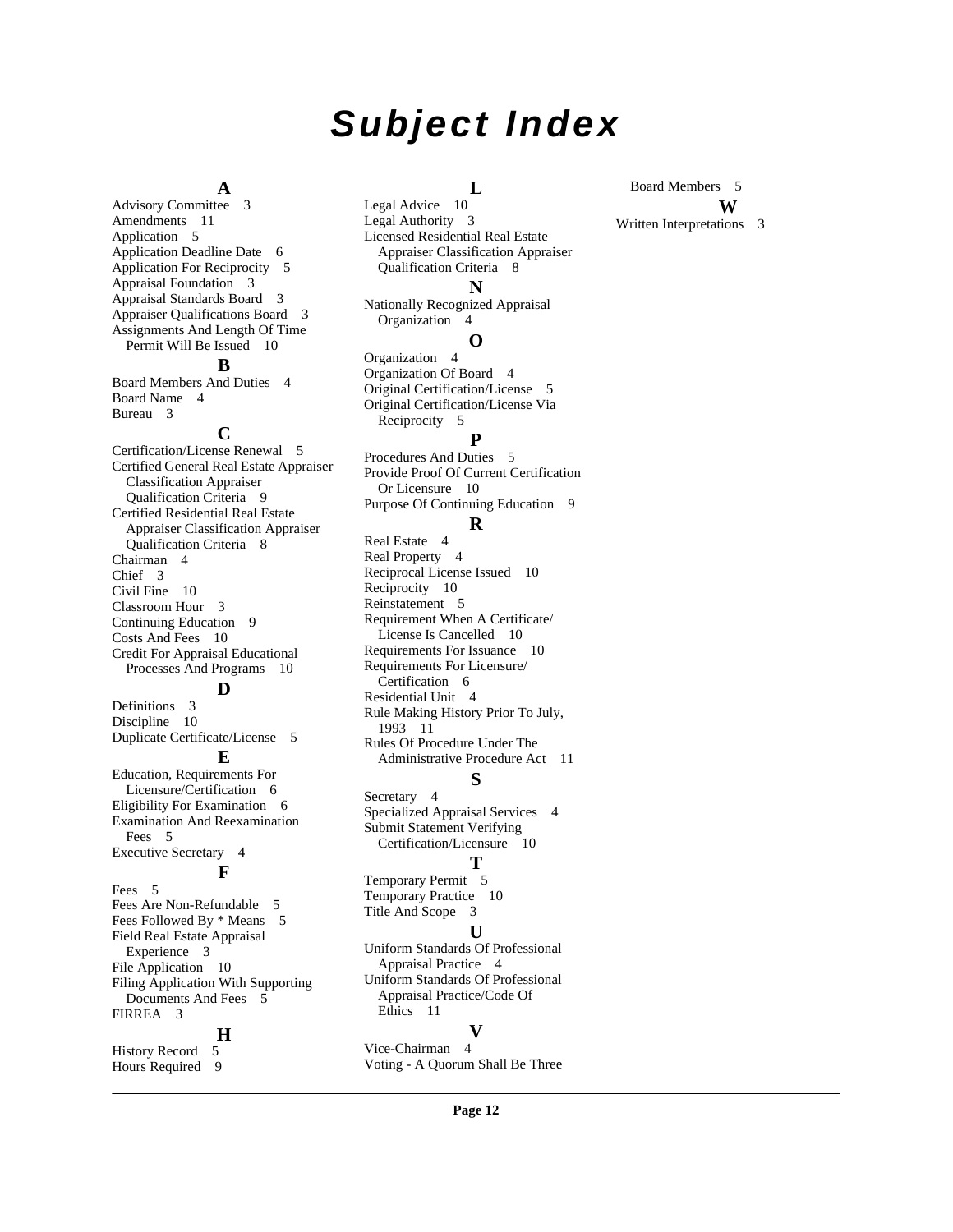# Subject Index

**A**

Advisory Committee 3
Amendments 11
Application 5
Application Deadline Date 6
Application For Reciprocity 5
Appraisal Foundation 3
Appraisal Standards Board 3
Appraiser Qualifications Board 3
Assignments And Length Of Time Permit Will Be Issued 10

**B**

Board Members And Duties 4
Board Name 4
Bureau 3

**C**

Certification/License Renewal 5
Certified General Real Estate Appraiser Classification Appraiser Qualification Criteria 9
Certified Residential Real Estate Appraiser Classification Appraiser Qualification Criteria 8
Chairman 4
Chief 3
Civil Fine 10
Classroom Hour 3
Continuing Education 9
Costs And Fees 10
Credit For Appraisal Educational Processes And Programs 10

**D**

Definitions 3
Discipline 10
Duplicate Certificate/License 5

**E**

Education, Requirements For Licensure/Certification 6
Eligibility For Examination 6
Examination And Reexamination Fees 5
Executive Secretary 4

**F**

Fees 5
Fees Are Non-Refundable 5
Fees Followed By * Means 5
Field Real Estate Appraisal Experience 3
File Application 10
Filing Application With Supporting Documents And Fees 5
FIRREA 3

**H**

History Record 5
Hours Required 9

**L**

Legal Advice 10
Legal Authority 3
Licensed Residential Real Estate Appraiser Classification Appraiser Qualification Criteria 8

**N**

Nationally Recognized Appraisal Organization 4

**O**

Organization 4
Organization Of Board 4
Original Certification/License 5
Original Certification/License Via Reciprocity 5

**P**

Procedures And Duties 5
Provide Proof Of Current Certification Or Licensure 10
Purpose Of Continuing Education 9

**R**

Real Estate 4
Real Property 4
Reciprocal License Issued 10
Reciprocity 10
Reinstatement 5
Requirement When A Certificate/ License Is Cancelled 10
Requirements For Issuance 10
Requirements For Licensure/ Certification 6
Residential Unit 4
Rule Making History Prior To July, 1993 11
Rules Of Procedure Under The Administrative Procedure Act 11

**S**

Secretary 4
Specialized Appraisal Services 4
Submit Statement Verifying Certification/Licensure 10

**T**

Temporary Permit 5
Temporary Practice 10
Title And Scope 3

**U**

Uniform Standards Of Professional Appraisal Practice 4
Uniform Standards Of Professional Appraisal Practice/Code Of Ethics 11

**V**

Vice-Chairman 4
Voting - A Quorum Shall Be Three Board Members 5

**W**

Written Interpretations 3